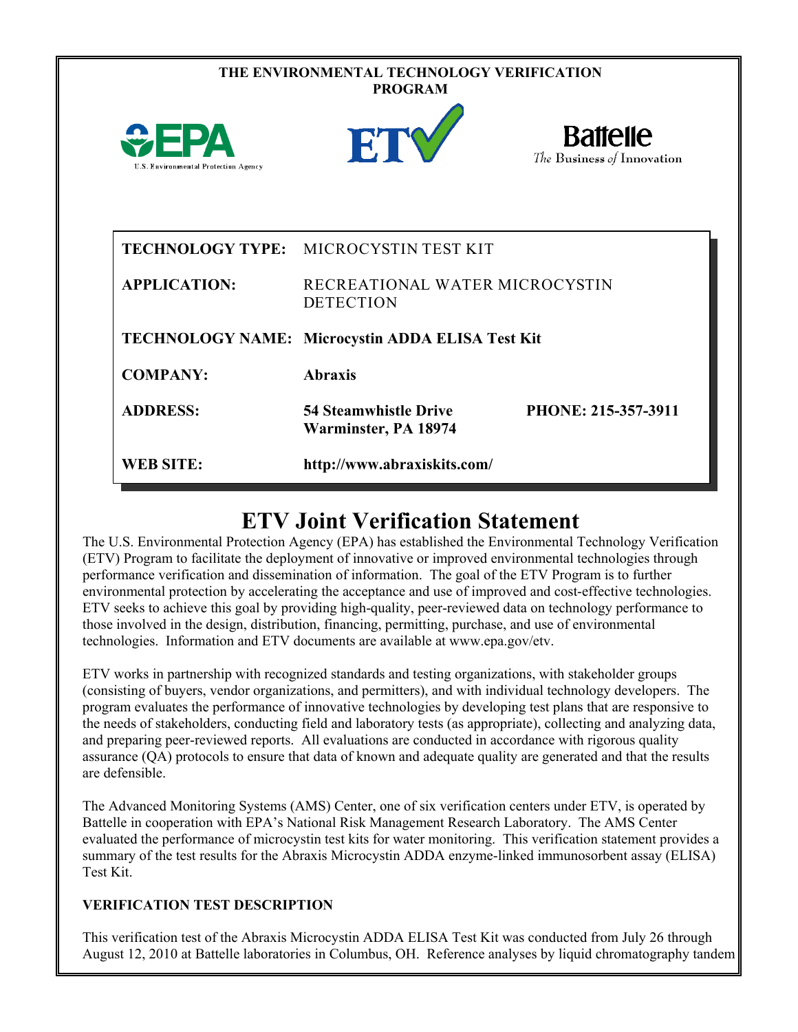**THE ENVIRONMENTAL TECHNOLOGY VERIFICATION PROGRAM**

U.S. Environmental Protection Agency

Battelle
*The Business of Innovation*

| | | |
|---|---|---|
| **TECHNOLOGY TYPE:** | MICROCYSTIN TEST KIT | |
| **APPLICATION:** | RECREATIONAL WATER MICROCYSTIN DETECTION | |
| **TECHNOLOGY NAME:** | **Microcystin ADDA ELISA Test Kit** | |
| **COMPANY:** | **Abraxis** | |
| **ADDRESS:** | **54 Steamwhistle Drive Warminster, PA 18974** | **PHONE: 215-357-3911** |
| **WEB SITE:** | **http://www.abraxiskits.com/** | |

# ETV Joint Verification Statement

The U.S. Environmental Protection Agency (EPA) has established the Environmental Technology Verification (ETV) Program to facilitate the deployment of innovative or improved environmental technologies through performance verification and dissemination of information. The goal of the ETV Program is to further environmental protection by accelerating the acceptance and use of improved and cost-effective technologies. ETV seeks to achieve this goal by providing high-quality, peer-reviewed data on technology performance to those involved in the design, distribution, financing, permitting, purchase, and use of environmental technologies. Information and ETV documents are available at www.epa.gov/etv.

ETV works in partnership with recognized standards and testing organizations, with stakeholder groups (consisting of buyers, vendor organizations, and permitters), and with individual technology developers. The program evaluates the performance of innovative technologies by developing test plans that are responsive to the needs of stakeholders, conducting field and laboratory tests (as appropriate), collecting and analyzing data, and preparing peer-reviewed reports. All evaluations are conducted in accordance with rigorous quality assurance (QA) protocols to ensure that data of known and adequate quality are generated and that the results are defensible.

The Advanced Monitoring Systems (AMS) Center, one of six verification centers under ETV, is operated by Battelle in cooperation with EPA's National Risk Management Research Laboratory. The AMS Center evaluated the performance of microcystin test kits for water monitoring. This verification statement provides a summary of the test results for the Abraxis Microcystin ADDA enzyme-linked immunosorbent assay (ELISA) Test Kit.

## VERIFICATION TEST DESCRIPTION

This verification test of the Abraxis Microcystin ADDA ELISA Test Kit was conducted from July 26 through August 12, 2010 at Battelle laboratories in Columbus, OH. Reference analyses by liquid chromatography tandem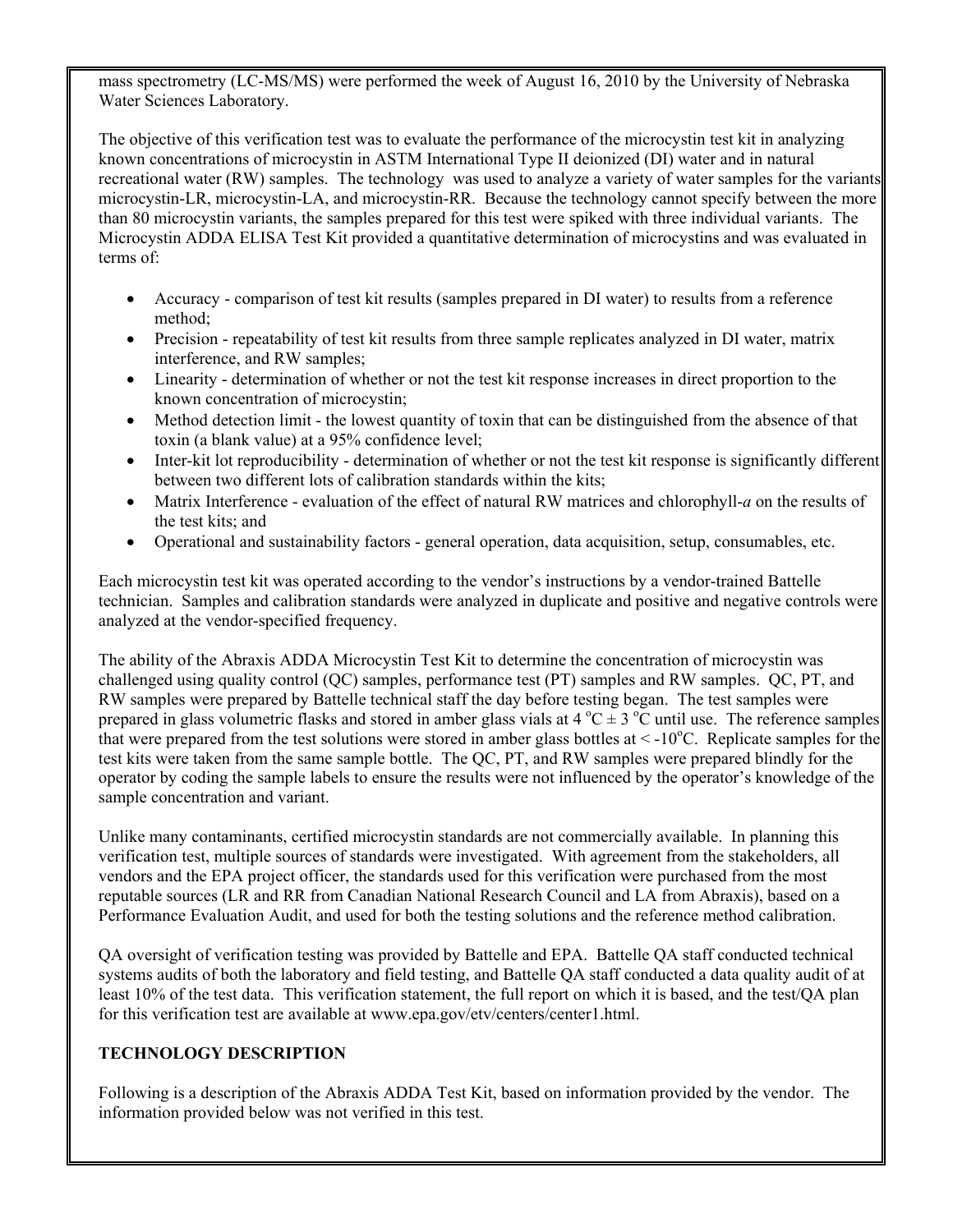mass spectrometry (LC-MS/MS) were performed the week of August 16, 2010 by the University of Nebraska Water Sciences Laboratory.

The objective of this verification test was to evaluate the performance of the microcystin test kit in analyzing known concentrations of microcystin in ASTM International Type II deionized (DI) water and in natural recreational water (RW) samples. The technology was used to analyze a variety of water samples for the variants microcystin-LR, microcystin-LA, and microcystin-RR. Because the technology cannot specify between the more than 80 microcystin variants, the samples prepared for this test were spiked with three individual variants. The Microcystin ADDA ELISA Test Kit provided a quantitative determination of microcystins and was evaluated in terms of:

- Accuracy - comparison of test kit results (samples prepared in DI water) to results from a reference method;
- Precision - repeatability of test kit results from three sample replicates analyzed in DI water, matrix interference, and RW samples;
- Linearity - determination of whether or not the test kit response increases in direct proportion to the known concentration of microcystin;
- Method detection limit - the lowest quantity of toxin that can be distinguished from the absence of that toxin (a blank value) at a 95% confidence level;
- Inter-kit lot reproducibility - determination of whether or not the test kit response is significantly different between two different lots of calibration standards within the kits;
- Matrix Interference - evaluation of the effect of natural RW matrices and chlorophyll-*a* on the results of the test kits; and
- Operational and sustainability factors - general operation, data acquisition, setup, consumables, etc.

Each microcystin test kit was operated according to the vendor's instructions by a vendor-trained Battelle technician. Samples and calibration standards were analyzed in duplicate and positive and negative controls were analyzed at the vendor-specified frequency.

The ability of the Abraxis ADDA Microcystin Test Kit to determine the concentration of microcystin was challenged using quality control (QC) samples, performance test (PT) samples and RW samples. QC, PT, and RW samples were prepared by Battelle technical staff the day before testing began. The test samples were prepared in glass volumetric flasks and stored in amber glass vials at 4 $^{o}$C ± 3 $^{o}$C until use. The reference samples that were prepared from the test solutions were stored in amber glass bottles at < -10$^{o}$C. Replicate samples for the test kits were taken from the same sample bottle. The QC, PT, and RW samples were prepared blindly for the operator by coding the sample labels to ensure the results were not influenced by the operator's knowledge of the sample concentration and variant.

Unlike many contaminants, certified microcystin standards are not commercially available. In planning this verification test, multiple sources of standards were investigated. With agreement from the stakeholders, all vendors and the EPA project officer, the standards used for this verification were purchased from the most reputable sources (LR and RR from Canadian National Research Council and LA from Abraxis), based on a Performance Evaluation Audit, and used for both the testing solutions and the reference method calibration.

QA oversight of verification testing was provided by Battelle and EPA. Battelle QA staff conducted technical systems audits of both the laboratory and field testing, and Battelle QA staff conducted a data quality audit of at least 10% of the test data. This verification statement, the full report on which it is based, and the test/QA plan for this verification test are available at www.epa.gov/etv/centers/center1.html.

**TECHNOLOGY DESCRIPTION**

Following is a description of the Abraxis ADDA Test Kit, based on information provided by the vendor. The information provided below was not verified in this test.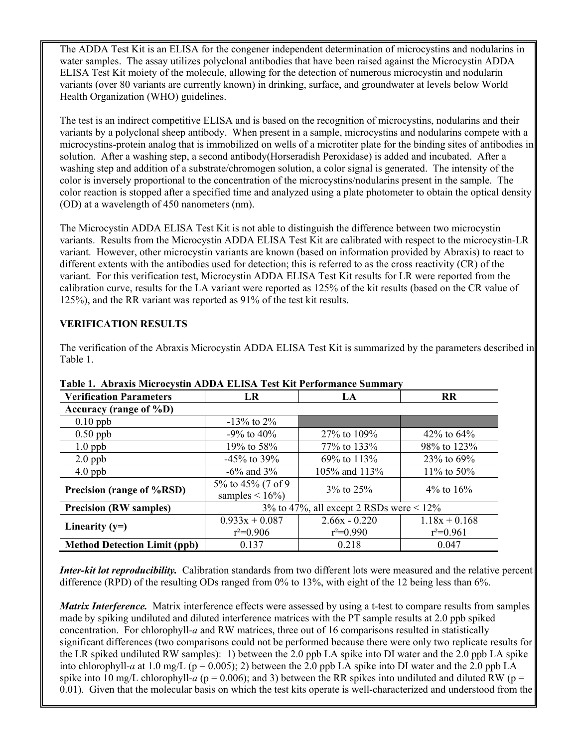The ADDA Test Kit is an ELISA for the congener independent determination of microcystins and nodularins in water samples. The assay utilizes polyclonal antibodies that have been raised against the Microcystin ADDA ELISA Test Kit moiety of the molecule, allowing for the detection of numerous microcystin and nodularin variants (over 80 variants are currently known) in drinking, surface, and groundwater at levels below World Health Organization (WHO) guidelines.

The test is an indirect competitive ELISA and is based on the recognition of microcystins, nodularins and their variants by a polyclonal sheep antibody. When present in a sample, microcystins and nodularins compete with a microcystins-protein analog that is immobilized on wells of a microtiter plate for the binding sites of antibodies in solution. After a washing step, a second antibody(Horseradish Peroxidase) is added and incubated. After a washing step and addition of a substrate/chromogen solution, a color signal is generated. The intensity of the color is inversely proportional to the concentration of the microcystins/nodularins present in the sample. The color reaction is stopped after a specified time and analyzed using a plate photometer to obtain the optical density (OD) at a wavelength of 450 nanometers (nm).

The Microcystin ADDA ELISA Test Kit is not able to distinguish the difference between two microcystin variants. Results from the Microcystin ADDA ELISA Test Kit are calibrated with respect to the microcystin-LR variant. However, other microcystin variants are known (based on information provided by Abraxis) to react to different extents with the antibodies used for detection; this is referred to as the cross reactivity (CR) of the variant. For this verification test, Microcystin ADDA ELISA Test Kit results for LR were reported from the calibration curve, results for the LA variant were reported as 125% of the kit results (based on the CR value of 125%), and the RR variant was reported as 91% of the test kit results.

## VERIFICATION RESULTS

The verification of the Abraxis Microcystin ADDA ELISA Test Kit is summarized by the parameters described in Table 1.

**Table 1. Abraxis Microcystin ADDA ELISA Test Kit Performance Summary**

| Verification Parameters | LR | LA | RR |
|---|---|---|---|
| **Accuracy (range of %D)** | | | |
| 0.10 ppb | -13% to 2% | | |
| 0.50 ppb | -9% to 40% | 27% to 109% | 42% to 64% |
| 1.0 ppb | 19% to 58% | 77% to 133% | 98% to 123% |
| 2.0 ppb | -45% to 39% | 69% to 113% | 23% to 69% |
| 4.0 ppb | -6% and 3% | 105% and 113% | 11% to 50% |
| **Precision (range of %RSD)** | 5% to 45% (7 of 9 samples < 16%) | 3% to 25% | 4% to 16% |
| **Precision (RW samples)** | 3% to 47%, all except 2 RSDs were < 12% | | |
| **Linearity (y=)** | $0.933x + 0.087$ $r^2$=0.906 | $2.66x - 0.220$ $r^2$=0.990 | $1.18x + 0.168$ $r^2$=0.961 |
| **Method Detection Limit (ppb)** | 0.137 | 0.218 | 0.047 |

***Inter-kit lot reproducibility.*** Calibration standards from two different lots were measured and the relative percent difference (RPD) of the resulting ODs ranged from 0% to 13%, with eight of the 12 being less than 6%.

***Matrix Interference.*** Matrix interference effects were assessed by using a t-test to compare results from samples made by spiking undiluted and diluted interference matrices with the PT sample results at 2.0 ppb spiked concentration. For chlorophyll-*a* and RW matrices, three out of 16 comparisons resulted in statistically significant differences (two comparisons could not be performed because there were only two replicate results for the LR spiked undiluted RW samples): 1) between the 2.0 ppb LA spike into DI water and the 2.0 ppb LA spike into chlorophyll-*a* at 1.0 mg/L ($p = 0.005$); 2) between the 2.0 ppb LA spike into DI water and the 2.0 ppb LA spike into 10 mg/L chlorophyll-*a* ($p = 0.006$); and 3) between the RR spikes into undiluted and diluted RW ($p = 0.01$). Given that the molecular basis on which the test kits operate is well-characterized and understood from the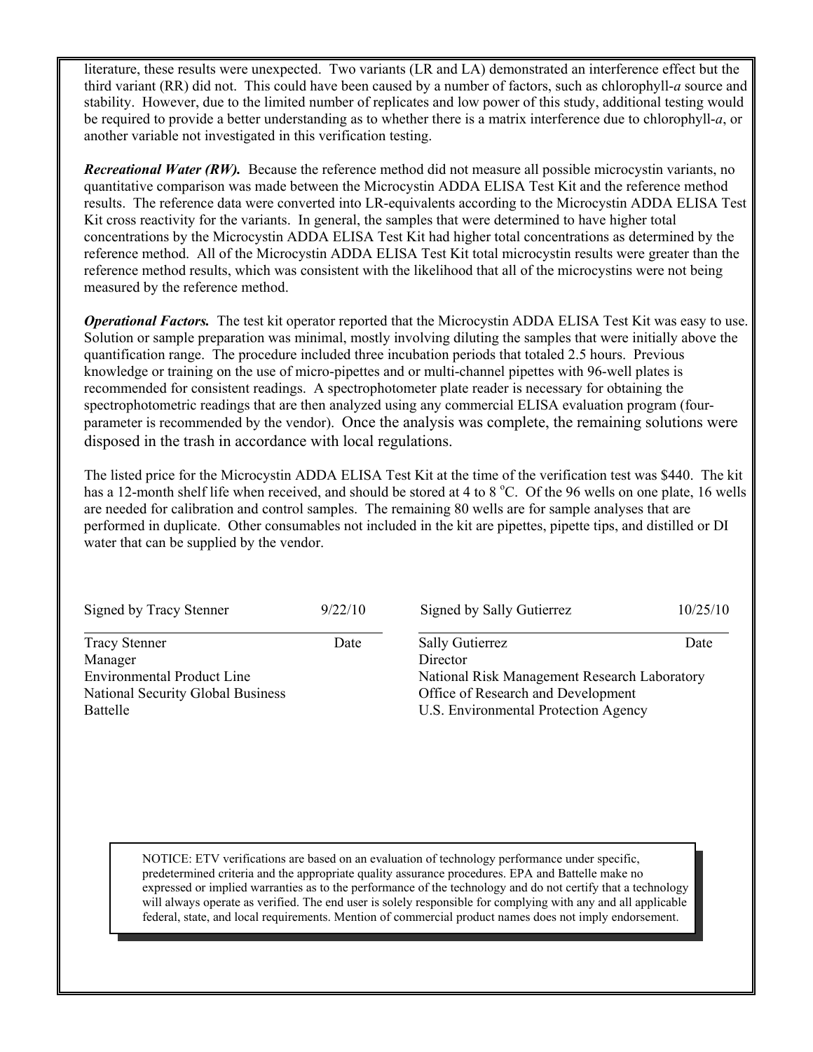literature, these results were unexpected. Two variants (LR and LA) demonstrated an interference effect but the third variant (RR) did not. This could have been caused by a number of factors, such as chlorophyll-*a* source and stability. However, due to the limited number of replicates and low power of this study, additional testing would be required to provide a better understanding as to whether there is a matrix interference due to chlorophyll-*a*, or another variable not investigated in this verification testing.

***Recreational Water (RW).*** Because the reference method did not measure all possible microcystin variants, no quantitative comparison was made between the Microcystin ADDA ELISA Test Kit and the reference method results. The reference data were converted into LR-equivalents according to the Microcystin ADDA ELISA Test Kit cross reactivity for the variants. In general, the samples that were determined to have higher total concentrations by the Microcystin ADDA ELISA Test Kit had higher total concentrations as determined by the reference method. All of the Microcystin ADDA ELISA Test Kit total microcystin results were greater than the reference method results, which was consistent with the likelihood that all of the microcystins were not being measured by the reference method.

***Operational Factors.*** The test kit operator reported that the Microcystin ADDA ELISA Test Kit was easy to use. Solution or sample preparation was minimal, mostly involving diluting the samples that were initially above the quantification range. The procedure included three incubation periods that totaled 2.5 hours. Previous knowledge or training on the use of micro-pipettes and or multi-channel pipettes with 96-well plates is recommended for consistent readings. A spectrophotometer plate reader is necessary for obtaining the spectrophotometric readings that are then analyzed using any commercial ELISA evaluation program (four-parameter is recommended by the vendor). Once the analysis was complete, the remaining solutions were disposed in the trash in accordance with local regulations.

The listed price for the Microcystin ADDA ELISA Test Kit at the time of the verification test was \$440. The kit has a 12-month shelf life when received, and should be stored at 4 to 8 °C. Of the 96 wells on one plate, 16 wells are needed for calibration and control samples. The remaining 80 wells are for sample analyses that are performed in duplicate. Other consumables not included in the kit are pipettes, pipette tips, and distilled or DI water that can be supplied by the vendor.

Signed by Tracy Stenner 9/22/10

Tracy Stenner Date
Manager
Environmental Product Line
National Security Global Business
Battelle

Signed by Sally Gutierrez 10/25/10

Sally Gutierrez Date
Director
National Risk Management Research Laboratory
Office of Research and Development
U.S. Environmental Protection Agency

NOTICE: ETV verifications are based on an evaluation of technology performance under specific, predetermined criteria and the appropriate quality assurance procedures. EPA and Battelle make no expressed or implied warranties as to the performance of the technology and do not certify that a technology will always operate as verified. The end user is solely responsible for complying with any and all applicable federal, state, and local requirements. Mention of commercial product names does not imply endorsement.